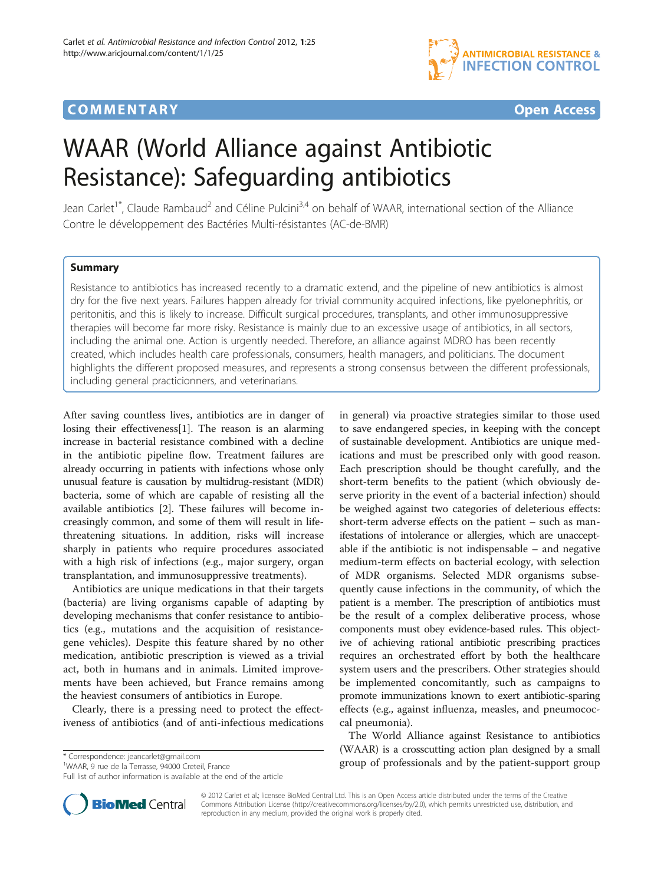COMMENTARY

# WAAR (World Alliance against Antibiotic Resistance): Safeguarding antibiotics

Jean Carlet[1*], Claude Rambaud[2] and Céline Pulcini[3,4] on behalf of WAAR, international section of the Alliance Contre le développement des Bactéries Multi-résistantes (AC-de-BMR)

## Summary

Resistance to antibiotics has increased recently to a dramatic extend, and the pipeline of new antibiotics is almost dry for the five next years. Failures happen already for trivial community acquired infections, like pyelonephritis, or peritonitis, and this is likely to increase. Difficult surgical procedures, transplants, and other immunosuppressive therapies will become far more risky. Resistance is mainly due to an excessive usage of antibiotics, in all sectors, including the animal one. Action is urgently needed. Therefore, an alliance against MDRO has been recently created, which includes health care professionals, consumers, health managers, and politicians. The document highlights the different proposed measures, and represents a strong consensus between the different professionals, including general practicionners, and veterinarians.

After saving countless lives, antibiotics are in danger of losing their effectiveness[1]. The reason is an alarming increase in bacterial resistance combined with a decline in the antibiotic pipeline flow. Treatment failures are already occurring in patients with infections whose only unusual feature is causation by multidrug-resistant (MDR) bacteria, some of which are capable of resisting all the available antibiotics [2]. These failures will become increasingly common, and some of them will result in life-threatening situations. In addition, risks will increase sharply in patients who require procedures associated with a high risk of infections (e.g., major surgery, organ transplantation, and immunosuppressive treatments).

Antibiotics are unique medications in that their targets (bacteria) are living organisms capable of adapting by developing mechanisms that confer resistance to antibiotics (e.g., mutations and the acquisition of resistance-gene vehicles). Despite this feature shared by no other medication, antibiotic prescription is viewed as a trivial act, both in humans and in animals. Limited improvements have been achieved, but France remains among the heaviest consumers of antibiotics in Europe.

Clearly, there is a pressing need to protect the effectiveness of antibiotics (and of anti-infectious medications in general) via proactive strategies similar to those used to save endangered species, in keeping with the concept of sustainable development. Antibiotics are unique medications and must be prescribed only with good reason. Each prescription should be thought carefully, and the short-term benefits to the patient (which obviously deserve priority in the event of a bacterial infection) should be weighed against two categories of deleterious effects: short-term adverse effects on the patient – such as manifestations of intolerance or allergies, which are unacceptable if the antibiotic is not indispensable – and negative medium-term effects on bacterial ecology, with selection of MDR organisms. Selected MDR organisms subsequently cause infections in the community, of which the patient is a member. The prescription of antibiotics must be the result of a complex deliberative process, whose components must obey evidence-based rules. This objective of achieving rational antibiotic prescribing practices requires an orchestrated effort by both the healthcare system users and the prescribers. Other strategies should be implemented concomitantly, such as campaigns to promote immunizations known to exert antibiotic-sparing effects (e.g., against influenza, measles, and pneumococcal pneumonia).

The World Alliance against Resistance to antibiotics (WAAR) is a crosscutting action plan designed by a small group of professionals and by the patient-support group

\* Correspondence: jeancarlet@gmail.com
[1]WAAR, 9 rue de la Terrasse, 94000 Creteil, France
Full list of author information is available at the end of the article

© 2012 Carlet et al.; licensee BioMed Central Ltd. This is an Open Access article distributed under the terms of the Creative Commons Attribution License (http://creativecommons.org/licenses/by/2.0), which permits unrestricted use, distribution, and reproduction in any medium, provided the original work is properly cited.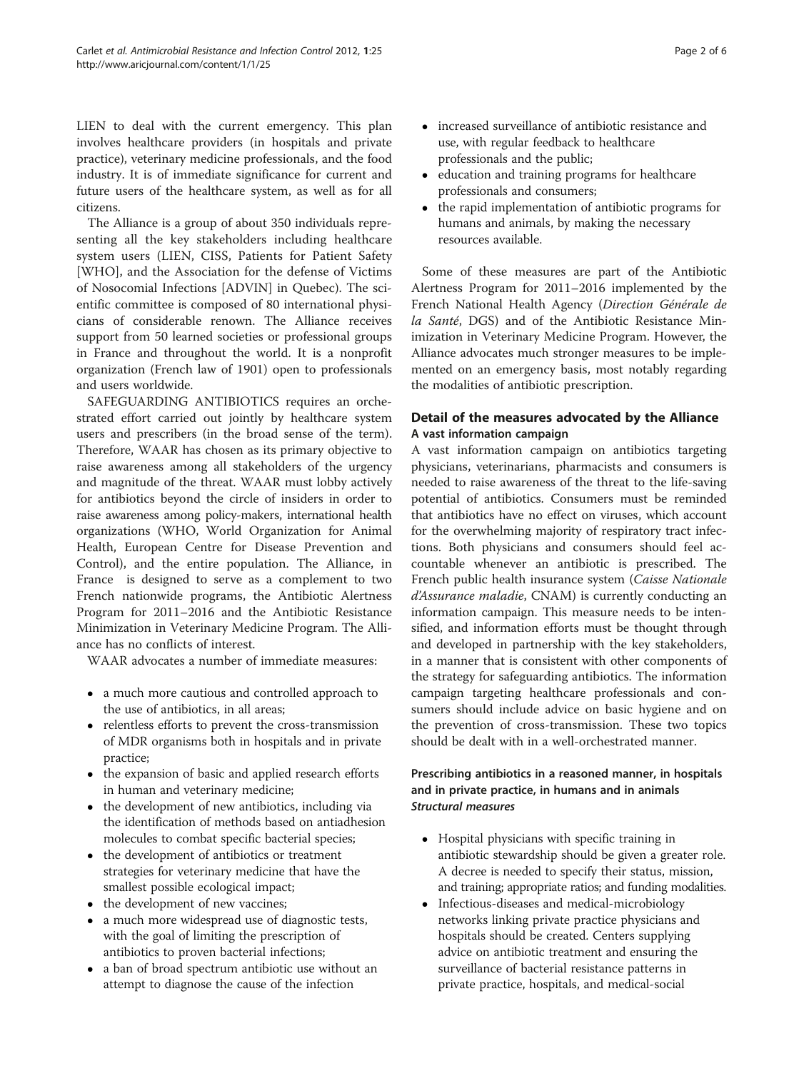LIEN to deal with the current emergency. This plan involves healthcare providers (in hospitals and private practice), veterinary medicine professionals, and the food industry. It is of immediate significance for current and future users of the healthcare system, as well as for all citizens.

The Alliance is a group of about 350 individuals representing all the key stakeholders including healthcare system users (LIEN, CISS, Patients for Patient Safety [WHO], and the Association for the defense of Victims of Nosocomial Infections [ADVIN] in Quebec). The scientific committee is composed of 80 international physicians of considerable renown. The Alliance receives support from 50 learned societies or professional groups in France and throughout the world. It is a nonprofit organization (French law of 1901) open to professionals and users worldwide.

SAFEGUARDING ANTIBIOTICS requires an orchestrated effort carried out jointly by healthcare system users and prescribers (in the broad sense of the term). Therefore, WAAR has chosen as its primary objective to raise awareness among all stakeholders of the urgency and magnitude of the threat. WAAR must lobby actively for antibiotics beyond the circle of insiders in order to raise awareness among policy-makers, international health organizations (WHO, World Organization for Animal Health, European Centre for Disease Prevention and Control), and the entire population. The Alliance, in France is designed to serve as a complement to two French nationwide programs, the Antibiotic Alertness Program for 2011–2016 and the Antibiotic Resistance Minimization in Veterinary Medicine Program. The Alliance has no conflicts of interest.

WAAR advocates a number of immediate measures:

- a much more cautious and controlled approach to the use of antibiotics, in all areas;
- relentless efforts to prevent the cross-transmission of MDR organisms both in hospitals and in private practice;
- the expansion of basic and applied research efforts in human and veterinary medicine;
- the development of new antibiotics, including via the identification of methods based on antiadhesion molecules to combat specific bacterial species;
- the development of antibiotics or treatment strategies for veterinary medicine that have the smallest possible ecological impact;
- the development of new vaccines;
- a much more widespread use of diagnostic tests, with the goal of limiting the prescription of antibiotics to proven bacterial infections;
- a ban of broad spectrum antibiotic use without an attempt to diagnose the cause of the infection
- increased surveillance of antibiotic resistance and use, with regular feedback to healthcare professionals and the public;
- education and training programs for healthcare professionals and consumers;
- the rapid implementation of antibiotic programs for humans and animals, by making the necessary resources available.

Some of these measures are part of the Antibiotic Alertness Program for 2011–2016 implemented by the French National Health Agency (*Direction Générale de la Santé*, DGS) and of the Antibiotic Resistance Minimization in Veterinary Medicine Program. However, the Alliance advocates much stronger measures to be implemented on an emergency basis, most notably regarding the modalities of antibiotic prescription.

## Detail of the measures advocated by the Alliance

### A vast information campaign

A vast information campaign on antibiotics targeting physicians, veterinarians, pharmacists and consumers is needed to raise awareness of the threat to the life-saving potential of antibiotics. Consumers must be reminded that antibiotics have no effect on viruses, which account for the overwhelming majority of respiratory tract infections. Both physicians and consumers should feel accountable whenever an antibiotic is prescribed. The French public health insurance system (*Caisse Nationale d'Assurance maladie*, CNAM) is currently conducting an information campaign. This measure needs to be intensified, and information efforts must be thought through and developed in partnership with the key stakeholders, in a manner that is consistent with other components of the strategy for safeguarding antibiotics. The information campaign targeting healthcare professionals and consumers should include advice on basic hygiene and on the prevention of cross-transmission. These two topics should be dealt with in a well-orchestrated manner.

### Prescribing antibiotics in a reasoned manner, in hospitals and in private practice, in humans and in animals

#### *Structural measures*

- Hospital physicians with specific training in antibiotic stewardship should be given a greater role. A decree is needed to specify their status, mission, and training; appropriate ratios; and funding modalities.
- Infectious-diseases and medical-microbiology networks linking private practice physicians and hospitals should be created. Centers supplying advice on antibiotic treatment and ensuring the surveillance of bacterial resistance patterns in private practice, hospitals, and medical-social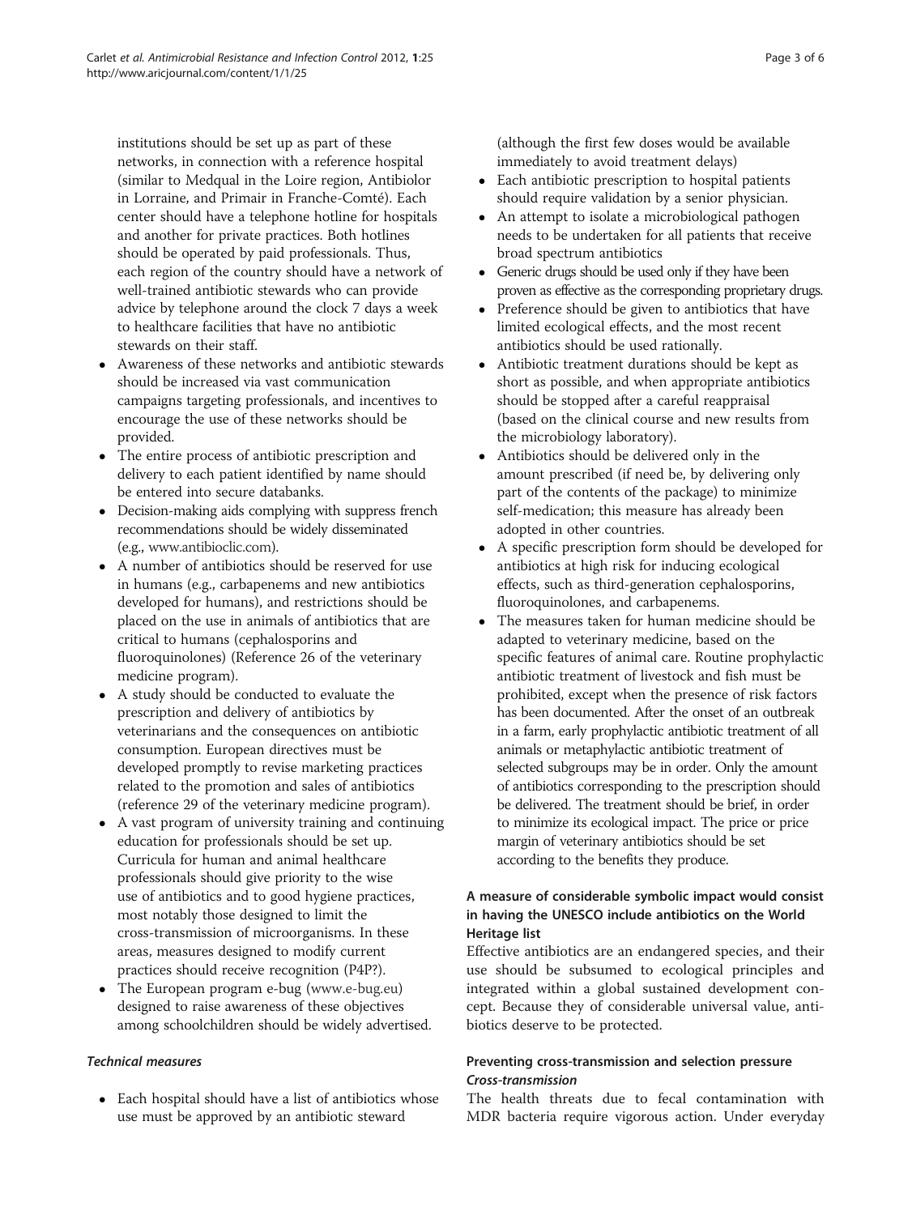institutions should be set up as part of these networks, in connection with a reference hospital (similar to Medqual in the Loire region, Antibiolor in Lorraine, and Primair in Franche-Comté). Each center should have a telephone hotline for hospitals and another for private practices. Both hotlines should be operated by paid professionals. Thus, each region of the country should have a network of well-trained antibiotic stewards who can provide advice by telephone around the clock 7 days a week to healthcare facilities that have no antibiotic stewards on their staff.

- Awareness of these networks and antibiotic stewards should be increased via vast communication campaigns targeting professionals, and incentives to encourage the use of these networks should be provided.
- The entire process of antibiotic prescription and delivery to each patient identified by name should be entered into secure databanks.
- Decision-making aids complying with suppress french recommendations should be widely disseminated (e.g., www.antibioclic.com).
- A number of antibiotics should be reserved for use in humans (e.g., carbapenems and new antibiotics developed for humans), and restrictions should be placed on the use in animals of antibiotics that are critical to humans (cephalosporins and fluoroquinolones) (Reference 26 of the veterinary medicine program).
- A study should be conducted to evaluate the prescription and delivery of antibiotics by veterinarians and the consequences on antibiotic consumption. European directives must be developed promptly to revise marketing practices related to the promotion and sales of antibiotics (reference 29 of the veterinary medicine program).
- A vast program of university training and continuing education for professionals should be set up. Curricula for human and animal healthcare professionals should give priority to the wise use of antibiotics and to good hygiene practices, most notably those designed to limit the cross-transmission of microorganisms. In these areas, measures designed to modify current practices should receive recognition (P4P?).
- The European program e-bug (www.e-bug.eu) designed to raise awareness of these objectives among schoolchildren should be widely advertised.

#### *Technical measures*

- Each hospital should have a list of antibiotics whose use must be approved by an antibiotic steward (although the first few doses would be available immediately to avoid treatment delays)
- Each antibiotic prescription to hospital patients should require validation by a senior physician.
- An attempt to isolate a microbiological pathogen needs to be undertaken for all patients that receive broad spectrum antibiotics
- Generic drugs should be used only if they have been proven as effective as the corresponding proprietary drugs.
- Preference should be given to antibiotics that have limited ecological effects, and the most recent antibiotics should be used rationally.
- Antibiotic treatment durations should be kept as short as possible, and when appropriate antibiotics should be stopped after a careful reappraisal (based on the clinical course and new results from the microbiology laboratory).
- Antibiotics should be delivered only in the amount prescribed (if need be, by delivering only part of the contents of the package) to minimize self-medication; this measure has already been adopted in other countries.
- A specific prescription form should be developed for antibiotics at high risk for inducing ecological effects, such as third-generation cephalosporins, fluoroquinolones, and carbapenems.
- The measures taken for human medicine should be adapted to veterinary medicine, based on the specific features of animal care. Routine prophylactic antibiotic treatment of livestock and fish must be prohibited, except when the presence of risk factors has been documented. After the onset of an outbreak in a farm, early prophylactic antibiotic treatment of all animals or metaphylactic antibiotic treatment of selected subgroups may be in order. Only the amount of antibiotics corresponding to the prescription should be delivered. The treatment should be brief, in order to minimize its ecological impact. The price or price margin of veterinary antibiotics should be set according to the benefits they produce.

### A measure of considerable symbolic impact would consist in having the UNESCO include antibiotics on the World Heritage list

Effective antibiotics are an endangered species, and their use should be subsumed to ecological principles and integrated within a global sustained development concept. Because they of considerable universal value, antibiotics deserve to be protected.

### Preventing cross-transmission and selection pressure

#### *Cross-transmission*

The health threats due to fecal contamination with MDR bacteria require vigorous action. Under everyday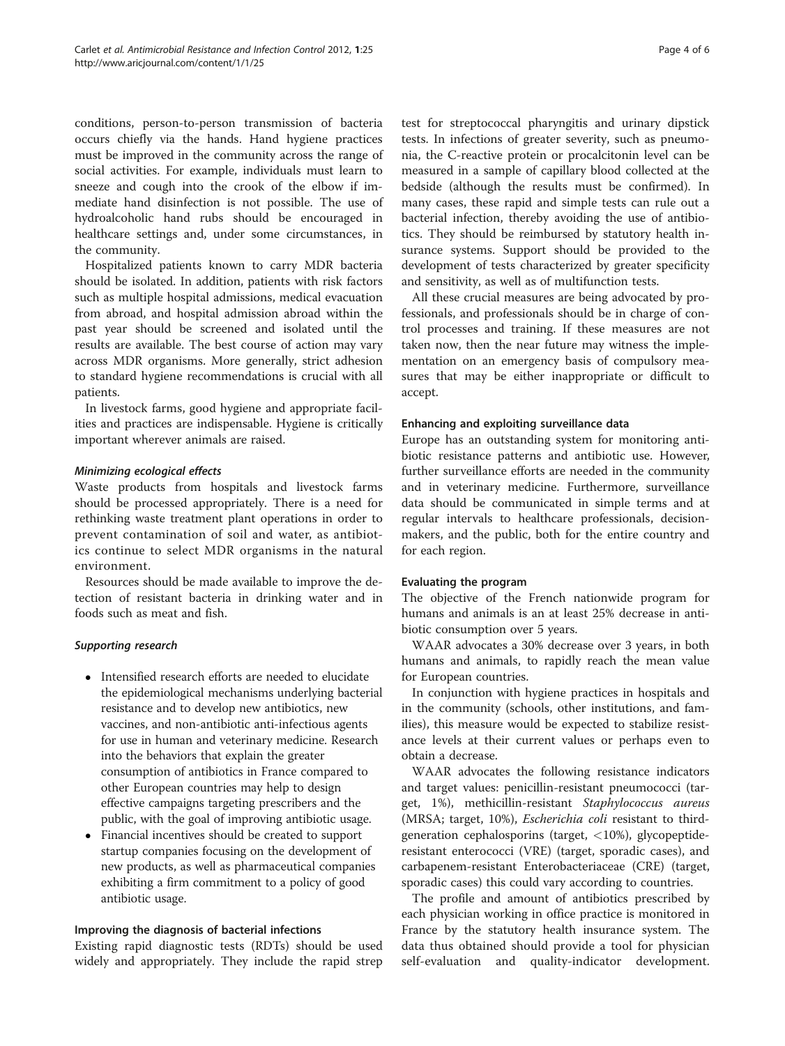conditions, person-to-person transmission of bacteria occurs chiefly via the hands. Hand hygiene practices must be improved in the community across the range of social activities. For example, individuals must learn to sneeze and cough into the crook of the elbow if immediate hand disinfection is not possible. The use of hydroalcoholic hand rubs should be encouraged in healthcare settings and, under some circumstances, in the community.

Hospitalized patients known to carry MDR bacteria should be isolated. In addition, patients with risk factors such as multiple hospital admissions, medical evacuation from abroad, and hospital admission abroad within the past year should be screened and isolated until the results are available. The best course of action may vary across MDR organisms. More generally, strict adhesion to standard hygiene recommendations is crucial with all patients.

In livestock farms, good hygiene and appropriate facilities and practices are indispensable. Hygiene is critically important wherever animals are raised.

#### *Minimizing ecological effects*

Waste products from hospitals and livestock farms should be processed appropriately. There is a need for rethinking waste treatment plant operations in order to prevent contamination of soil and water, as antibiotics continue to select MDR organisms in the natural environment.

Resources should be made available to improve the detection of resistant bacteria in drinking water and in foods such as meat and fish.

#### *Supporting research*

- Intensified research efforts are needed to elucidate the epidemiological mechanisms underlying bacterial resistance and to develop new antibiotics, new vaccines, and non-antibiotic anti-infectious agents for use in human and veterinary medicine. Research into the behaviors that explain the greater consumption of antibiotics in France compared to other European countries may help to design effective campaigns targeting prescribers and the public, with the goal of improving antibiotic usage.
- Financial incentives should be created to support startup companies focusing on the development of new products, as well as pharmaceutical companies exhibiting a firm commitment to a policy of good antibiotic usage.

### Improving the diagnosis of bacterial infections

Existing rapid diagnostic tests (RDTs) should be used widely and appropriately. They include the rapid strep test for streptococcal pharyngitis and urinary dipstick tests. In infections of greater severity, such as pneumonia, the C-reactive protein or procalcitonin level can be measured in a sample of capillary blood collected at the bedside (although the results must be confirmed). In many cases, these rapid and simple tests can rule out a bacterial infection, thereby avoiding the use of antibiotics. They should be reimbursed by statutory health insurance systems. Support should be provided to the development of tests characterized by greater specificity and sensitivity, as well as of multifunction tests.

All these crucial measures are being advocated by professionals, and professionals should be in charge of control processes and training. If these measures are not taken now, then the near future may witness the implementation on an emergency basis of compulsory measures that may be either inappropriate or difficult to accept.

### Enhancing and exploiting surveillance data

Europe has an outstanding system for monitoring antibiotic resistance patterns and antibiotic use. However, further surveillance efforts are needed in the community and in veterinary medicine. Furthermore, surveillance data should be communicated in simple terms and at regular intervals to healthcare professionals, decision-makers, and the public, both for the entire country and for each region.

### Evaluating the program

The objective of the French nationwide program for humans and animals is an at least 25% decrease in antibiotic consumption over 5 years.

WAAR advocates a 30% decrease over 3 years, in both humans and animals, to rapidly reach the mean value for European countries.

In conjunction with hygiene practices in hospitals and in the community (schools, other institutions, and families), this measure would be expected to stabilize resistance levels at their current values or perhaps even to obtain a decrease.

WAAR advocates the following resistance indicators and target values: penicillin-resistant pneumococci (target, 1%), methicillin-resistant *Staphylococcus aureus* (MRSA; target, 10%), *Escherichia coli* resistant to third-generation cephalosporins (target, <10%), glycopeptide-resistant enterococci (VRE) (target, sporadic cases), and carbapenem-resistant Enterobacteriaceae (CRE) (target, sporadic cases) this could vary according to countries.

The profile and amount of antibiotics prescribed by each physician working in office practice is monitored in France by the statutory health insurance system. The data thus obtained should provide a tool for physician self-evaluation and quality-indicator development.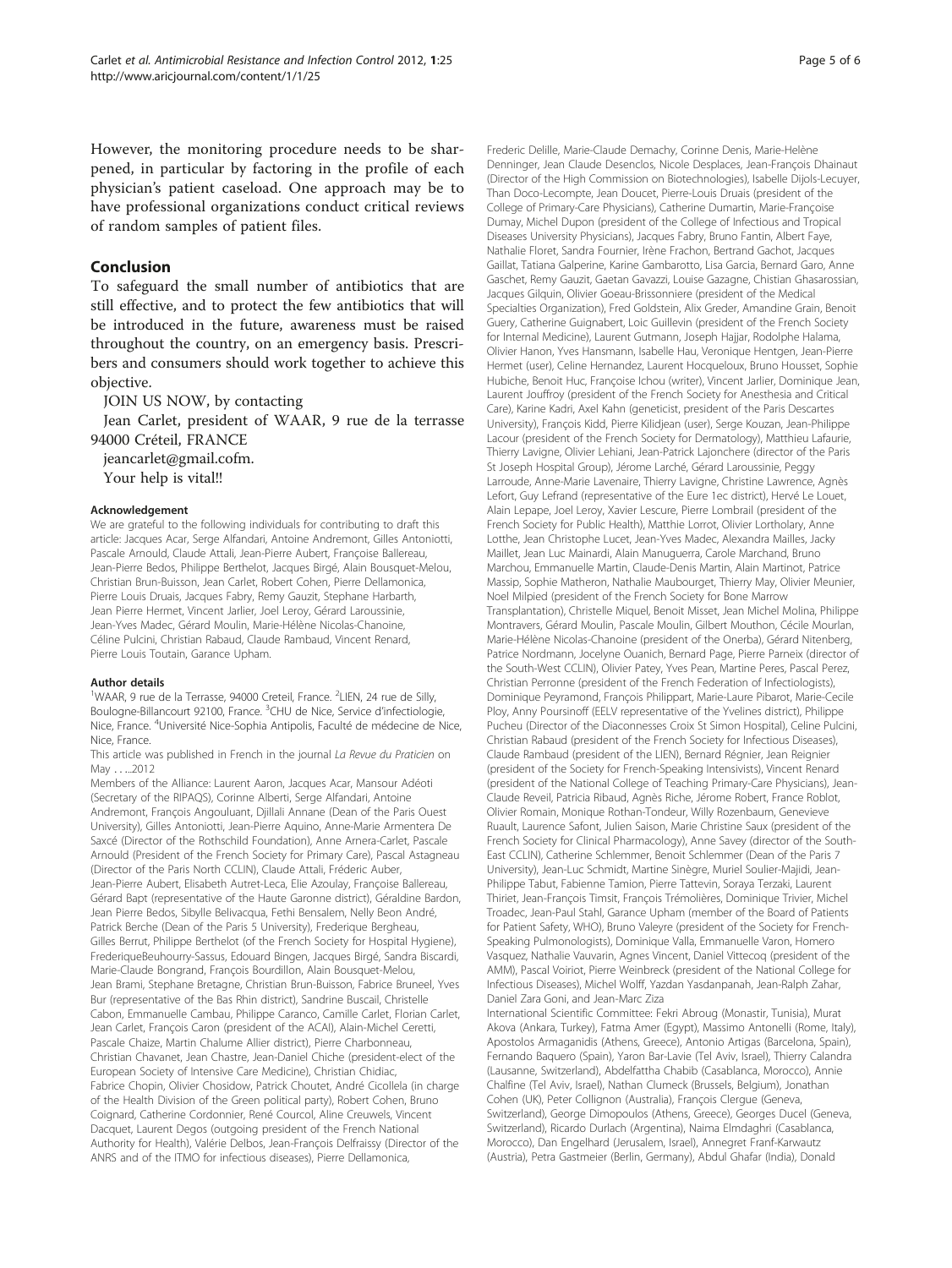However, the monitoring procedure needs to be sharpened, in particular by factoring in the profile of each physician's patient caseload. One approach may be to have professional organizations conduct critical reviews of random samples of patient files.

## Conclusion

To safeguard the small number of antibiotics that are still effective, and to protect the few antibiotics that will be introduced in the future, awareness must be raised throughout the country, on an emergency basis. Prescribers and consumers should work together to achieve this objective.

JOIN US NOW, by contacting

Jean Carlet, president of WAAR, 9 rue de la terrasse 94000 Créteil, FRANCE

jeancarlet@gmail.cofm.

Your help is vital!!

#### Acknowledgement

We are grateful to the following individuals for contributing to draft this article: Jacques Acar, Serge Alfandari, Antoine Andremont, Gilles Antoniotti, Pascale Arnould, Claude Attali, Jean-Pierre Aubert, Françoise Ballereau, Jean-Pierre Bedos, Philippe Berthelot, Jacques Birgé, Alain Bousquet-Melou, Christian Brun-Buisson, Jean Carlet, Robert Cohen, Pierre Dellamonica, Pierre Louis Druais, Jacques Fabry, Remy Gauzit, Stephane Harbarth, Jean Pierre Hermet, Vincent Jarlier, Joel Leroy, Gérard Laroussinie, Jean-Yves Madec, Gérard Moulin, Marie-Hélène Nicolas-Chanoine, Céline Pulcini, Christian Rabaud, Claude Rambaud, Vincent Renard, Pierre Louis Toutain, Garance Upham.

#### Author details

[1]WAAR, 9 rue de la Terrasse, 94000 Creteil, France. [2]LIEN, 24 rue de Silly, Boulogne-Billancourt 92100, France. [3]CHU de Nice, Service d'infectiologie, Nice, France. [4]Université Nice-Sophia Antipolis, Faculté de médecine de Nice, Nice, France.

This article was published in French in the journal *La Revue du Praticien* on May . . ..2012

Members of the Alliance: Laurent Aaron, Jacques Acar, Mansour Adéoti (Secretary of the RIPAQS), Corinne Alberti, Serge Alfandari, Antoine Andremont, François Angoulvant, Djillali Annane (Dean of the Paris Ouest University), Gilles Antoniotti, Jean-Pierre Aquino, Anne-Marie Armentera De Saxcé (Director of the Rothschild Foundation), Anne Arnera-Carlet, Pascale Arnould (President of the French Society for Primary Care), Pascal Astagneau (Director of the Paris North CCLIN), Claude Attali, Fréderic Auber, Jean-Pierre Aubert, Elisabeth Autret-Leca, Elie Azoulay, Françoise Ballereau, Gérard Bapt (representative of the Haute Garonne district), Géraldine Bardon, Jean Pierre Bedos, Sibylle Belivacqua, Fethi Bensalem, Nelly Beon André, Patrick Berche (Dean of the Paris 5 University), Frederique Bergheau, Gilles Berrut, Philippe Berthelot (of the French Society for Hospital Hygiene), FrederiqueBeuhourry-Sassus, Edouard Bingen, Jacques Birgé, Sandra Biscardi, Marie-Claude Bongrand, François Bourdillon, Alain Bousquet-Melou, Jean Brami, Stephane Bretagne, Christian Brun-Buisson, Fabrice Bruneel, Yves Bur (representative of the Bas Rhin district), Sandrine Buscail, Christelle Cabon, Emmanuelle Cambau, Philippe Caranco, Camille Carlet, Florian Carlet, Jean Carlet, François Caron (president of the ACAI), Alain-Michel Ceretti, Pascale Chaize, Martin Chalume Allier district), Pierre Charbonneau, Christian Chavanet, Jean Chastre, Jean-Daniel Chiche (president-elect of the European Society of Intensive Care Medicine), Christian Chidiac, Fabrice Chopin, Olivier Chosidow, Patrick Choutet, André Cicollela (in charge of the Health Division of the Green political party), Robert Cohen, Bruno Coignard, Catherine Cordonnier, René Courcol, Aline Creuwels, Vincent Dacquet, Laurent Degos (outgoing president of the French National Authority for Health), Valérie Delbos, Jean-François Delfraissy (Director of the ANRS and of the ITMO for infectious diseases), Pierre Dellamonica, Frederic Delille, Marie-Claude Demachy, Corinne Denis, Marie-Helène Denninger, Jean Claude Desenclos, Nicole Desplaces, Jean-François Dhainaut (Director of the High Commission on Biotechnologies), Isabelle Dijols-Lecuyer, Than Doco-Lecompte, Jean Doucet, Pierre-Louis Druais (president of the College of Primary-Care Physicians), Catherine Dumartin, Marie-Françoise Dumay, Michel Dupon (president of the College of Infectious and Tropical Diseases University Physicians), Jacques Fabry, Bruno Fantin, Albert Faye, Nathalie Floret, Sandra Fournier, Irène Frachon, Bertrand Gachot, Jacques Gaillat, Tatiana Galperine, Karine Gambarotto, Lisa Garcia, Bernard Garo, Anne Gaschet, Remy Gauzit, Gaetan Gavazzi, Louise Gazagne, Chistian Ghasarossian, Jacques Gilquin, Olivier Goeau-Brissonniere (president of the Medical Specialties Organization), Fred Goldstein, Alix Greder, Amandine Grain, Benoit Guery, Catherine Guignabert, Loic Guillevin (president of the French Society for Internal Medicine), Laurent Gutmann, Joseph Hajjar, Rodolphe Halama, Olivier Hanon, Yves Hansmann, Isabelle Hau, Veronique Hentgen, Jean-Pierre Hermet (user), Celine Hernandez, Laurent Hocqueloux, Bruno Housset, Sophie Hubiche, Benoit Huc, Françoise Ichou (writer), Vincent Jarlier, Dominique Jean, Laurent Jouffroy (president of the French Society for Anesthesia and Critical Care), Karine Kadri, Axel Kahn (geneticist, president of the Paris Descartes University), François Kidd, Pierre Kilidjean (user), Serge Kouzan, Jean-Philippe Lacour (president of the French Society for Dermatology), Matthieu Lafaurie, Thierry Lavigne, Olivier Lehiani, Jean-Patrick Lajonchere (director of the Paris St Joseph Hospital Group), Jérome Larché, Gérard Laroussinie, Peggy Larroude, Anne-Marie Lavenaire, Thierry Lavigne, Christine Lawrence, Agnès Lefort, Guy Lefrand (representative of the Eure 1ec district), Hervé Le Louet, Alain Lepape, Joel Leroy, Xavier Lescure, Pierre Lombrail (president of the French Society for Public Health), Matthie Lorrot, Olivier Lortholary, Anne Lotthe, Jean Christophe Lucet, Jean-Yves Madec, Alexandra Mailles, Jacky Maillet, Jean Luc Mainardi, Alain Manuguerra, Carole Marchand, Bruno Marchou, Emmanuelle Martin, Claude-Denis Martin, Alain Martinot, Patrice Massip, Sophie Matheron, Nathalie Maubourget, Thierry May, Olivier Meunier, Noel Milpied (president of the French Society for Bone Marrow Transplantation), Christelle Miquel, Benoit Misset, Jean Michel Molina, Philippe Montravers, Gérard Moulin, Pascale Moulin, Gilbert Mouthon, Cécile Mourlan, Marie-Hélène Nicolas-Chanoine (president of the Onerba), Gérard Nitenberg, Patrice Nordmann, Jocelyne Ouanich, Bernard Page, Pierre Parneix (director of the South-West CCLIN), Olivier Patey, Yves Pean, Martine Peres, Pascal Perez, Christian Perronne (president of the French Federation of Infectiologists), Dominique Peyramond, François Philippart, Marie-Laure Pibarot, Marie-Cecile Ploy, Anny Poursinoff (EELV representative of the Yvelines district), Philippe Pucheu (Director of the Diaconnesses Croix St Simon Hospital), Celine Pulcini, Christian Rabaud (president of the French Society for Infectious Diseases), Claude Rambaud (president of the LIEN), Bernard Régnier, Jean Reignier (president of the Society for French-Speaking Intensivists), Vincent Renard (president of the National College of Teaching Primary-Care Physicians), Jean-Claude Reveil, Patricia Ribaud, Agnès Riche, Jérome Robert, France Roblot, Olivier Romain, Monique Rothan-Tondeur, Willy Rozenbaum, Genevieve Ruault, Laurence Safont, Julien Saison, Marie Christine Saux (president of the French Society for Clinical Pharmacology), Anne Savey (director of the South-East CCLIN), Catherine Schlemmer, Benoit Schlemmer (Dean of the Paris 7 University), Jean-Luc Schmidt, Martine Sinègre, Muriel Soulier-Majidi, Jean-Philippe Tabut, Fabienne Tamion, Pierre Tattevin, Soraya Terzaki, Laurent Thiriet, Jean-François Timsit, François Trémolières, Dominique Trivier, Michel Troadec, Jean-Paul Stahl, Garance Upham (member of the Board of Patients for Patient Safety, WHO), Bruno Valeyre (president of the Society for French-Speaking Pulmonologists), Dominique Valla, Emmanuelle Varon, Homero Vasquez, Nathalie Vauvarin, Agnes Vincent, Daniel Vittecoq (president of the AMM), Pascal Voiriot, Pierre Weinbreck (president of the National College for Infectious Diseases), Michel Wolff, Yazdan Yasdanpanah, Jean-Ralph Zahar, Daniel Zara Goni, and Jean-Marc Ziza

International Scientific Committee: Fekri Abroug (Monastir, Tunisia), Murat Akova (Ankara, Turkey), Fatma Amer (Egypt), Massimo Antonelli (Rome, Italy), Apostolos Armaganidis (Athens, Greece), Antonio Artigas (Barcelona, Spain), Fernando Baquero (Spain), Yaron Bar-Lavie (Tel Aviv, Israel), Thierry Calandra (Lausanne, Switzerland), Abdelfattha Chabib (Casablanca, Morocco), Annie Chalfine (Tel Aviv, Israel), Nathan Clumeck (Brussels, Belgium), Jonathan Cohen (UK), Peter Collignon (Australia), François Clergue (Geneva, Switzerland), George Dimopoulos (Athens, Greece), Georges Ducel (Geneva, Switzerland), Ricardo Durlach (Argentina), Naima Elmdaghri (Casablanca, Morocco), Dan Engelhard (Jerusalem, Israel), Annegret Franf-Karwautz (Austria), Petra Gastmeier (Berlin, Germany), Abdul Ghafar (India), Donald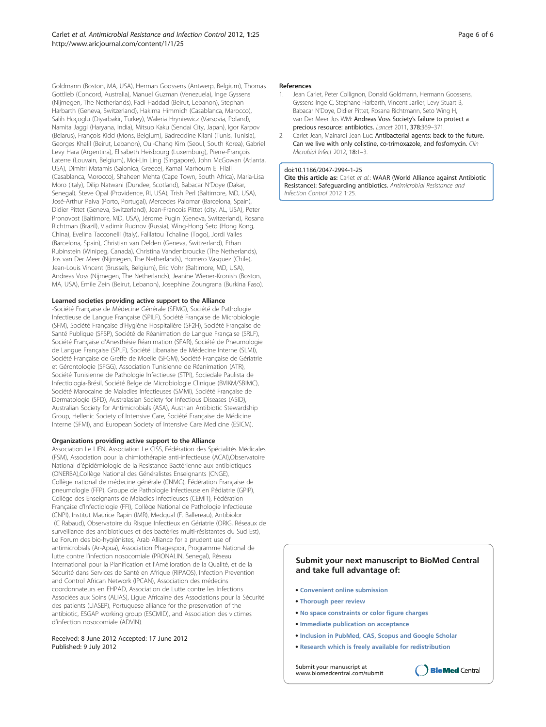Goldmann (Boston, MA, USA), Herman Goossens (Antwerp, Belgium), Thomas Gottlieb (Concord, Australia), Manuel Guzman (Venezuela), Inge Gyssens (Nijmegen, The Netherlands), Fadi Haddad (Beirut, Lebanon), Stephan Harbarth (Geneva, Switzerland), Hakima Himmich (Casablanca, Marocco), Salih Hoçoglu (Diyarbakir, Turkey), Waleria Hryniewicz (Varsovia, Poland), Namita Jaggi (Haryana, India), Mitsuo Kaku (Sendai City, Japan), Igor Karpov (Belarus), François Kidd (Mons, Belgium), Badreddine Kilani (Tunis, Tunisia), Georges Khalil (Beirut, Lebanon), Oui-Chang Kim (Seoul, South Korea), Gabriel Levy Hara (Argentina), Elisabeth Heisbourg (Luxemburg), Pierre-François Laterre (Louvain, Belgium), Moi-Lin Ling (Singapore), John McGowan (Atlanta, USA), Dimitri Matamis (Salonica, Greece), Kamal Marhoum El Filali (Casablanca, Morocco), Shaheen Mehta (Cape Town, South Africa), Maria-Lisa Moro (Italy), Dilip Natwani (Dundee, Scotland), Babacar N'Doye (Dakar, Senegal), Steve Opal (Providence, RI, USA), Trish Perl (Baltimore, MD, USA), José-Arthur Paiva (Porto, Portugal), Mercedes Palomar (Barcelona, Spain), Didier Pittet (Geneva, Switzerland), Jean-Francois Pittet (city, AL, USA), Peter Pronovost (Baltimore, MD, USA), Jérome Pugin (Geneva, Switzerland), Rosana Richtman (Brazil), Vladimir Rudnov (Russia), Wing-Hong Seto (Hong Kong, China), Evelina Tacconelli (Italy), Falilatou Tchaline (Togo), Jordi Valles (Barcelona, Spain), Christian van Delden (Geneva, Switzerland), Ethan Rubinstein (Winipeg, Canada), Christina Vandenbroucke (The Netherlands), Jos van Der Meer (Nijmegen, The Netherlands), Homero Vasquez (Chile), Jean-Louis Vincent (Brussels, Belgium), Eric Vohr (Baltimore, MD, USA), Andreas Voss (Nijmegen, The Netherlands), Jeanine Wiener-Kronish (Boston, MA, USA), Emile Zein (Beirut, Lebanon), Josephine Zoungrana (Burkina Faso).

#### Learned societies providing active support to the Alliance

-Société Française de Médecine Générale (SFMG), Société de Pathologie Infectieuse de Langue Française (SPILF), Société Française de Microbiologie (SFM), Société Française d'Hygiène Hospitalière (SF2H), Société Française de Santé Publique (SFSP), Société de Réanimation de Langue Française (SRLF), Société Française d'Anesthésie Réanimation (SFAR), Société de Pneumologie de Langue Française (SPLF), Société Libanaise de Médecine Interne (SLMI), Société Française de Greffe de Moelle (SFGM), Société Française de Gériatrie et Gérontologie (SFGG), Association Tunisienne de Réanimation (ATR), Société Tunisienne de Pathologie Infectieuse (STPI), Sociedale Paulista de Infectiologia-Brésil, Société Belge de Microbiologie Clinique (BVIKM/SBIMC), Société Marocaine de Maladies Infectieuses (SMMI), Société Française de Dermatologie (SFD), Australasian Society for Infectious Diseases (ASID), Australian Society for Antimicrobials (ASA), Austrian Antibiotic Stewardship Group, Hellenic Society of Intensive Care, Société Française de Médicine Interne (SFMI), and European Society of Intensive Care Medicine (ESICM).

#### Organizations providing active support to the Alliance

Association Le LIEN, Association Le CISS, Fédération des Spécialités Médicales (FSM), Association pour la chimiothérapie anti-infectieuse (ACAI),Observatoire National d'épidémiologie de la Resistance Bactérienne aux antibiotiques (ONERBA),Collège National des Généralistes Enseignants (CNGE), Collège national de médecine générale (CNMG), Fédération Française de pneumologie (FFP), Groupe de Pathologie Infectieuse en Pédiatrie (GPIP), Collège des Enseignants de Maladies Infectieuses (CEMIT), Fédération Française d'Infectiologie (FFI), Collège National de Pathologie Infectieuse (CNPI), Institut Maurice Rapin (IMR), Medqual (F. Ballereau), Antibiolor (C Rabaud), Observatoire du Risque Infectieux en Gériatrie (ORIG, Réseaux de surveillance des antibiotiques et des bactéries multi-résistantes du Sud Est), Le Forum des bio-hygiénistes, Arab Alliance for a prudent use of antimicrobials (Ar-Apua), Association Phagespoir, Programme National de lutte contre l'infection nosocomiale (PRONALIN, Senegal), Réseau International pour la Planification et l'Amélioration de la Qualité, et de la Sécurité dans Services de Santé en Afrique (RIPAQS), Infection Prevention and Control African Network (IPCAN), Association des médecins coordonnateurs en EHPAD, Association de Lutte contre les Infections Associées aux Soins (ALIAS), Ligue Africaine des Associations pour la Sécurité des patients (LIASEP), Portuguese alliance for the preservation of the antibiotic, ESGAP working group (ESCMID), and Association des victimes d'infection nosocomiale (ADVIN).

Received: 8 June 2012 Accepted: 17 June 2012
Published: 9 July 2012

#### References

1. Jean Carlet, Peter Collignon, Donald Goldmann, Hermann Goossens, Gyssens Inge C, Stephane Harbarth, Vincent Jarlier, Levy Stuart B, Babacar N'Doye, Didier Pittet, Rosana Richtmann, Seto Wing H, van Der Meer Jos WM: **Andreas Voss Society's failure to protect a precious resource: antibiotics.** *Lancet* 2011, 378:369–371.
2. Carlet Jean, Mainardi Jean Luc: **Antibacterial agents: back to the future. Can we live with only colistine, co-trimoxazole, and fosfomycin.** *Clin Microbial Infect* 2012, 18:1–3.

doi:10.1186/2047-2994-1-25
**Cite this article as:** Carlet *et al.*: WAAR (World Alliance against Antibiotic Resistance): Safeguarding antibiotics. *Antimicrobial Resistance and Infection Control* 2012 1:25.

**Submit your next manuscript to BioMed Central and take full advantage of:**

- Convenient online submission
- Thorough peer review
- No space constraints or color figure charges
- Immediate publication on acceptance
- Inclusion in PubMed, CAS, Scopus and Google Scholar
- Research which is freely available for redistribution

Submit your manuscript at
www.biomedcentral.com/submit